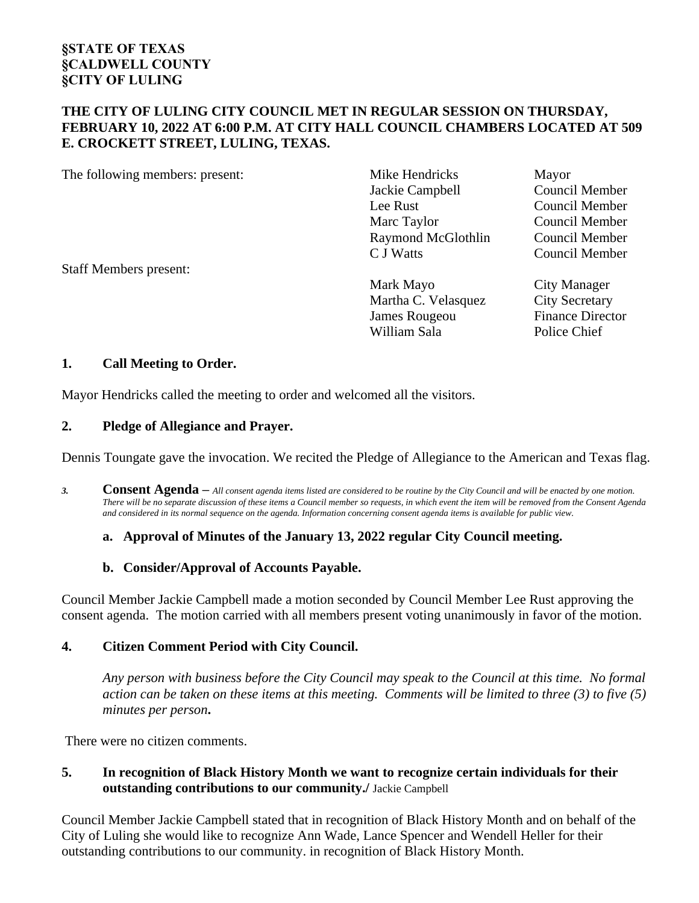**§STATE OF TEXAS**
**§CALDWELL COUNTY**
**§CITY OF LULING**

**THE CITY OF LULING CITY COUNCIL MET IN REGULAR SESSION ON THURSDAY, FEBRUARY 10, 2022 AT 6:00 P.M. AT CITY HALL COUNCIL CHAMBERS LOCATED AT 509 E. CROCKETT STREET, LULING, TEXAS.**

| The following members: present: | Mike Hendricks | Mayor |
|---|---|---|
| | Jackie Campbell | Council Member |
| | Lee Rust | Council Member |
| | Marc Taylor | Council Member |
| | Raymond McGlothlin | Council Member |
| | C J Watts | Council Member |
| Staff Members present: | | |
| | Mark Mayo | City Manager |
| | Martha C. Velasquez | City Secretary |
| | James Rougeou | Finance Director |
| | William Sala | Police Chief |

## 1. Call Meeting to Order.

Mayor Hendricks called the meeting to order and welcomed all the visitors.

## 2. Pledge of Allegiance and Prayer.

Dennis Toungate gave the invocation. We recited the Pledge of Allegiance to the American and Texas flag.

## 3. Consent Agenda – *All consent agenda items listed are considered to be routine by the City Council and will be enacted by one motion. There will be no separate discussion of these items a Council member so requests, in which event the item will be removed from the Consent Agenda and considered in its normal sequence on the agenda. Information concerning consent agenda items is available for public view.*

**a. Approval of Minutes of the January 13, 2022 regular City Council meeting.**

**b. Consider/Approval of Accounts Payable.**

Council Member Jackie Campbell made a motion seconded by Council Member Lee Rust approving the consent agenda. The motion carried with all members present voting unanimously in favor of the motion.

## 4. Citizen Comment Period with City Council.

*Any person with business before the City Council may speak to the Council at this time. No formal action can be taken on these items at this meeting. Comments will be limited to three (3) to five (5) minutes per person.*

There were no citizen comments.

## 5. In recognition of Black History Month we want to recognize certain individuals for their outstanding contributions to our community./ Jackie Campbell

Council Member Jackie Campbell stated that in recognition of Black History Month and on behalf of the City of Luling she would like to recognize Ann Wade, Lance Spencer and Wendell Heller for their outstanding contributions to our community. in recognition of Black History Month.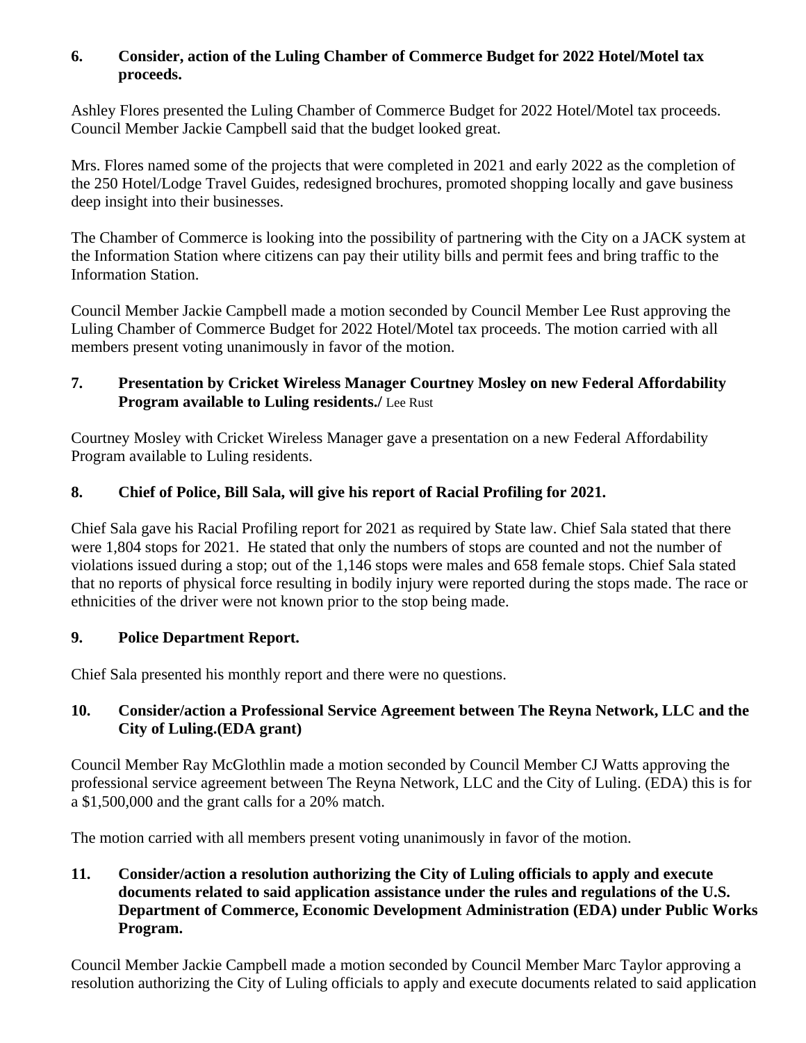**6. Consider, action of the Luling Chamber of Commerce Budget for 2022 Hotel/Motel tax proceeds.**

Ashley Flores presented the Luling Chamber of Commerce Budget for 2022 Hotel/Motel tax proceeds. Council Member Jackie Campbell said that the budget looked great.

Mrs. Flores named some of the projects that were completed in 2021 and early 2022 as the completion of the 250 Hotel/Lodge Travel Guides, redesigned brochures, promoted shopping locally and gave business deep insight into their businesses.

The Chamber of Commerce is looking into the possibility of partnering with the City on a JACK system at the Information Station where citizens can pay their utility bills and permit fees and bring traffic to the Information Station.

Council Member Jackie Campbell made a motion seconded by Council Member Lee Rust approving the Luling Chamber of Commerce Budget for 2022 Hotel/Motel tax proceeds. The motion carried with all members present voting unanimously in favor of the motion.

**7. Presentation by Cricket Wireless Manager Courtney Mosley on new Federal Affordability Program available to Luling residents./** Lee Rust

Courtney Mosley with Cricket Wireless Manager gave a presentation on a new Federal Affordability Program available to Luling residents.

**8. Chief of Police, Bill Sala, will give his report of Racial Profiling for 2021.**

Chief Sala gave his Racial Profiling report for 2021 as required by State law. Chief Sala stated that there were 1,804 stops for 2021. He stated that only the numbers of stops are counted and not the number of violations issued during a stop; out of the 1,146 stops were males and 658 female stops. Chief Sala stated that no reports of physical force resulting in bodily injury were reported during the stops made. The race or ethnicities of the driver were not known prior to the stop being made.

**9. Police Department Report.**

Chief Sala presented his monthly report and there were no questions.

**10. Consider/action a Professional Service Agreement between The Reyna Network, LLC and the City of Luling.(EDA grant)**

Council Member Ray McGlothlin made a motion seconded by Council Member CJ Watts approving the professional service agreement between The Reyna Network, LLC and the City of Luling. (EDA) this is for a $1,500,000 and the grant calls for a 20% match.

The motion carried with all members present voting unanimously in favor of the motion.

**11. Consider/action a resolution authorizing the City of Luling officials to apply and execute documents related to said application assistance under the rules and regulations of the U.S. Department of Commerce, Economic Development Administration (EDA) under Public Works Program.**

Council Member Jackie Campbell made a motion seconded by Council Member Marc Taylor approving a resolution authorizing the City of Luling officials to apply and execute documents related to said application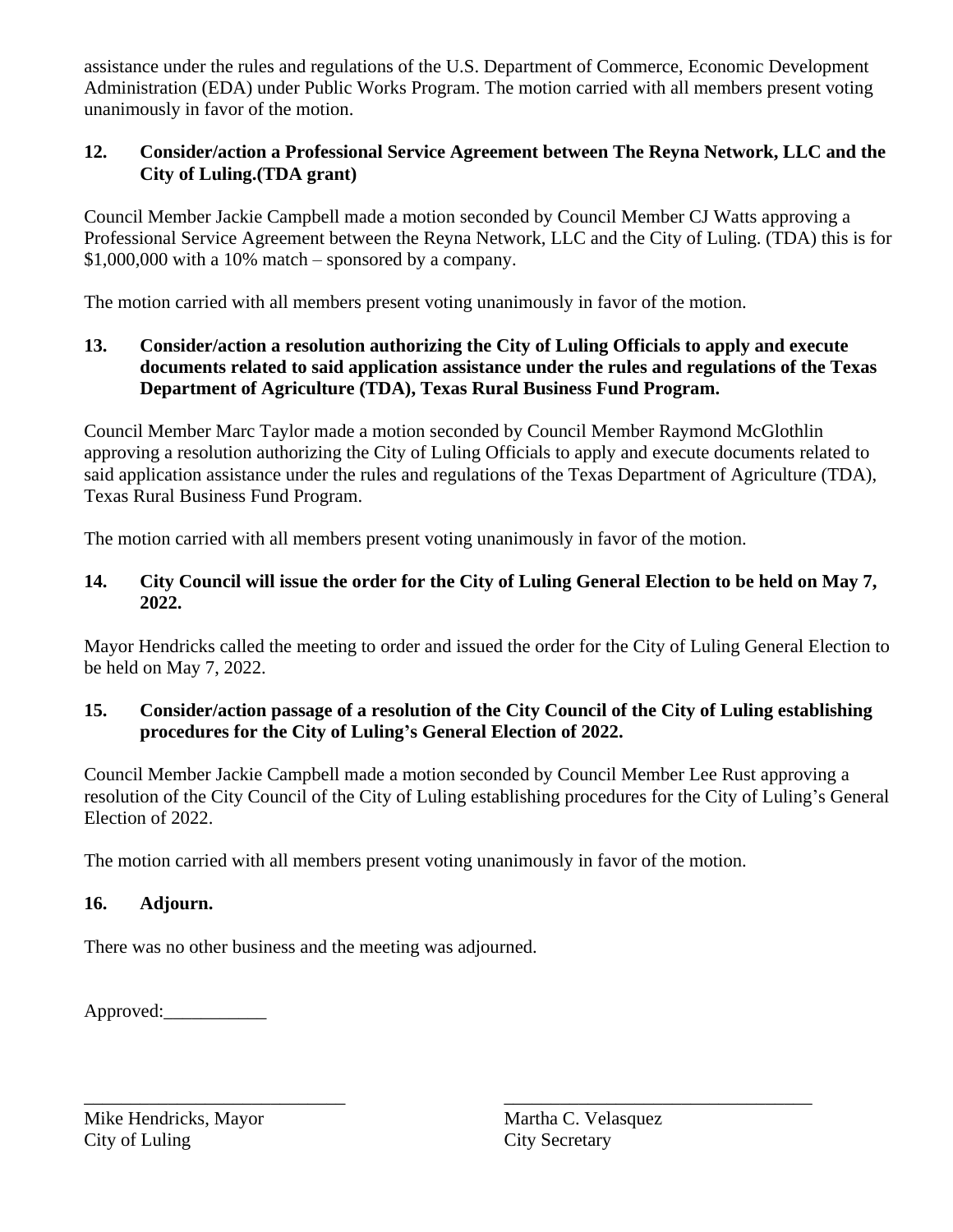assistance under the rules and regulations of the U.S. Department of Commerce, Economic Development Administration (EDA) under Public Works Program. The motion carried with all members present voting unanimously in favor of the motion.

**12. Consider/action a Professional Service Agreement between The Reyna Network, LLC and the City of Luling.(TDA grant)**

Council Member Jackie Campbell made a motion seconded by Council Member CJ Watts approving a Professional Service Agreement between the Reyna Network, LLC and the City of Luling. (TDA) this is for $1,000,000 with a 10% match – sponsored by a company.

The motion carried with all members present voting unanimously in favor of the motion.

**13. Consider/action a resolution authorizing the City of Luling Officials to apply and execute documents related to said application assistance under the rules and regulations of the Texas Department of Agriculture (TDA), Texas Rural Business Fund Program.**

Council Member Marc Taylor made a motion seconded by Council Member Raymond McGlothlin approving a resolution authorizing the City of Luling Officials to apply and execute documents related to said application assistance under the rules and regulations of the Texas Department of Agriculture (TDA), Texas Rural Business Fund Program.

The motion carried with all members present voting unanimously in favor of the motion.

**14. City Council will issue the order for the City of Luling General Election to be held on May 7, 2022.**

Mayor Hendricks called the meeting to order and issued the order for the City of Luling General Election to be held on May 7, 2022.

**15. Consider/action passage of a resolution of the City Council of the City of Luling establishing procedures for the City of Luling's General Election of 2022.**

Council Member Jackie Campbell made a motion seconded by Council Member Lee Rust approving a resolution of the City Council of the City of Luling establishing procedures for the City of Luling's General Election of 2022.

The motion carried with all members present voting unanimously in favor of the motion.

**16. Adjourn.**

There was no other business and the meeting was adjourned.

Approved:___________

_____________________________ _________________________________

Mike Hendricks, Mayor
City of Luling

Martha C. Velasquez
City Secretary